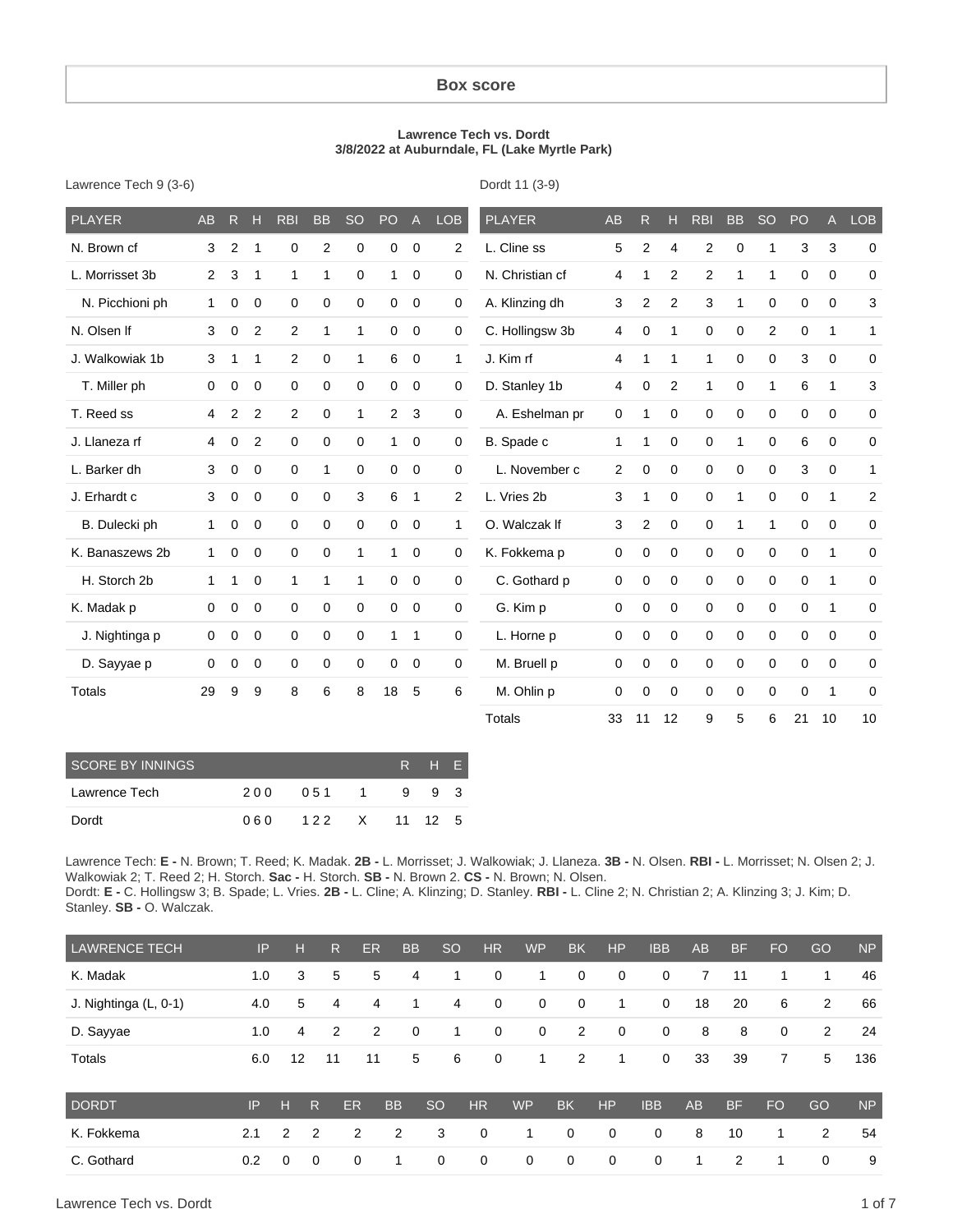# Box score

**Lawrence Tech vs. Dordt**
**3/8/2022 at Auburndale, FL (Lake Myrtle Park)**

Lawrence Tech 9 (3-6)

| PLAYER | AB | R | H | RBI | BB | SO | PO | A | LOB |
|---|---|---|---|---|---|---|---|---|---|
| N. Brown cf | 3 | 2 | 1 | 0 | 2 | 0 | 0 | 0 | 2 |
| L. Morrisset 3b | 2 | 3 | 1 | 1 | 1 | 0 | 1 | 0 | 0 |
| N. Picchioni ph | 1 | 0 | 0 | 0 | 0 | 0 | 0 | 0 | 0 |
| N. Olsen lf | 3 | 0 | 2 | 2 | 1 | 1 | 0 | 0 | 0 |
| J. Walkowiak 1b | 3 | 1 | 1 | 2 | 0 | 1 | 6 | 0 | 1 |
| T. Miller ph | 0 | 0 | 0 | 0 | 0 | 0 | 0 | 0 | 0 |
| T. Reed ss | 4 | 2 | 2 | 2 | 0 | 1 | 2 | 3 | 0 |
| J. Llaneza rf | 4 | 0 | 2 | 0 | 0 | 0 | 1 | 0 | 0 |
| L. Barker dh | 3 | 0 | 0 | 0 | 1 | 0 | 0 | 0 | 0 |
| J. Erhardt c | 3 | 0 | 0 | 0 | 0 | 3 | 6 | 1 | 2 |
| B. Dulecki ph | 1 | 0 | 0 | 0 | 0 | 0 | 0 | 0 | 1 |
| K. Banaszews 2b | 1 | 0 | 0 | 0 | 0 | 1 | 1 | 0 | 0 |
| H. Storch 2b | 1 | 1 | 0 | 1 | 1 | 1 | 0 | 0 | 0 |
| K. Madak p | 0 | 0 | 0 | 0 | 0 | 0 | 0 | 0 | 0 |
| J. Nightinga p | 0 | 0 | 0 | 0 | 0 | 0 | 1 | 1 | 0 |
| D. Sayyae p | 0 | 0 | 0 | 0 | 0 | 0 | 0 | 0 | 0 |
| Totals | 29 | 9 | 9 | 8 | 6 | 8 | 18 | 5 | 6 |

Dordt 11 (3-9)

| PLAYER | AB | R | H | RBI | BB | SO | PO | A | LOB |
|---|---|---|---|---|---|---|---|---|---|
| L. Cline ss | 5 | 2 | 4 | 2 | 0 | 1 | 3 | 3 | 0 |
| N. Christian cf | 4 | 1 | 2 | 2 | 1 | 1 | 0 | 0 | 0 |
| A. Klinzing dh | 3 | 2 | 2 | 3 | 1 | 0 | 0 | 0 | 3 |
| C. Hollingsw 3b | 4 | 0 | 1 | 0 | 0 | 2 | 0 | 1 | 1 |
| J. Kim rf | 4 | 1 | 1 | 1 | 0 | 0 | 3 | 0 | 0 |
| D. Stanley 1b | 4 | 0 | 2 | 1 | 0 | 1 | 6 | 1 | 3 |
| A. Eshelman pr | 0 | 1 | 0 | 0 | 0 | 0 | 0 | 0 | 0 |
| B. Spade c | 1 | 1 | 0 | 0 | 1 | 0 | 6 | 0 | 0 |
| L. November c | 2 | 0 | 0 | 0 | 0 | 0 | 3 | 0 | 1 |
| L. Vries 2b | 3 | 1 | 0 | 0 | 1 | 0 | 0 | 1 | 2 |
| O. Walczak lf | 3 | 2 | 0 | 0 | 1 | 1 | 0 | 0 | 0 |
| K. Fokkema p | 0 | 0 | 0 | 0 | 0 | 0 | 0 | 1 | 0 |
| C. Gothard p | 0 | 0 | 0 | 0 | 0 | 0 | 0 | 1 | 0 |
| G. Kim p | 0 | 0 | 0 | 0 | 0 | 0 | 0 | 1 | 0 |
| L. Horne p | 0 | 0 | 0 | 0 | 0 | 0 | 0 | 0 | 0 |
| M. Bruell p | 0 | 0 | 0 | 0 | 0 | 0 | 0 | 0 | 0 |
| M. Ohlin p | 0 | 0 | 0 | 0 | 0 | 0 | 0 | 1 | 0 |
| Totals | 33 | 11 | 12 | 9 | 5 | 6 | 21 | 10 | 10 |

| SCORE BY INNINGS | | | | R | H | E |
|---|---|---|---|---|---|---|
| Lawrence Tech | 200 | 051 | 1 | 9 | 9 | 3 |
| Dordt | 060 | 122 | X | 11 | 12 | 5 |

Lawrence Tech: **E -** N. Brown; T. Reed; K. Madak. **2B -** L. Morrisset; J. Walkowiak; J. Llaneza. **3B -** N. Olsen. **RBI -** L. Morrisset; N. Olsen 2; J. Walkowiak 2; T. Reed 2; H. Storch. **Sac -** H. Storch. **SB -** N. Brown 2. **CS -** N. Brown; N. Olsen.
Dordt: **E -** C. Hollingsw 3; B. Spade; L. Vries. **2B -** L. Cline; A. Klinzing; D. Stanley. **RBI -** L. Cline 2; N. Christian 2; A. Klinzing 3; J. Kim; D. Stanley. **SB -** O. Walczak.

| LAWRENCE TECH | IP | H | R | ER | BB | SO | HR | WP | BK | HP | IBB | AB | BF | FO | GO | NP |
|---|---|---|---|---|---|---|---|---|---|---|---|---|---|---|---|---|
| K. Madak | 1.0 | 3 | 5 | 5 | 4 | 1 | 0 | 1 | 0 | 0 | 0 | 7 | 11 | 1 | 1 | 46 |
| J. Nightinga (L, 0-1) | 4.0 | 5 | 4 | 4 | 1 | 4 | 0 | 0 | 0 | 1 | 0 | 18 | 20 | 6 | 2 | 66 |
| D. Sayyae | 1.0 | 4 | 2 | 2 | 0 | 1 | 0 | 0 | 2 | 0 | 0 | 8 | 8 | 0 | 2 | 24 |
| Totals | 6.0 | 12 | 11 | 11 | 5 | 6 | 0 | 1 | 2 | 1 | 0 | 33 | 39 | 7 | 5 | 136 |

| DORDT | IP | H | R | ER | BB | SO | HR | WP | BK | HP | IBB | AB | BF | FO | GO | NP |
|---|---|---|---|---|---|---|---|---|---|---|---|---|---|---|---|---|
| K. Fokkema | 2.1 | 2 | 2 | 2 | 2 | 3 | 0 | 1 | 0 | 0 | 0 | 8 | 10 | 1 | 2 | 54 |
| C. Gothard | 0.2 | 0 | 0 | 0 | 1 | 0 | 0 | 0 | 0 | 0 | 0 | 1 | 2 | 1 | 0 | 9 |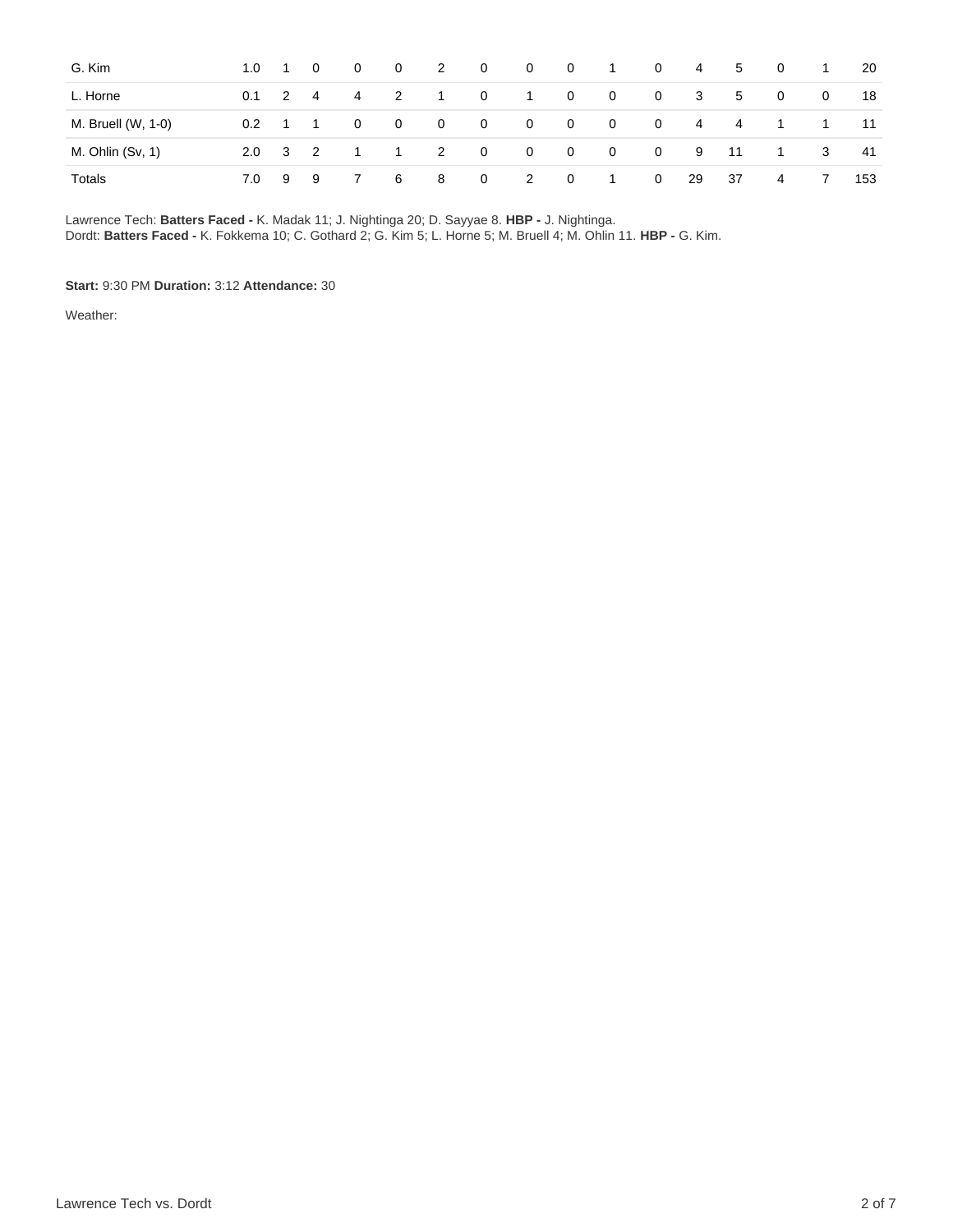| | | | | | | | | | | | | | | | | |
|---|---|---|---|---|---|---|---|---|---|---|---|---|---|---|---|---|
| G. Kim | 1.0 | 1 | 0 | 0 | 0 | 2 | 0 | 0 | 0 | 1 | 0 | 4 | 5 | 0 | 1 | 20 |
| L. Horne | 0.1 | 2 | 4 | 4 | 2 | 1 | 0 | 1 | 0 | 0 | 0 | 3 | 5 | 0 | 0 | 18 |
| M. Bruell (W, 1-0) | 0.2 | 1 | 1 | 0 | 0 | 0 | 0 | 0 | 0 | 0 | 0 | 4 | 4 | 1 | 1 | 11 |
| M. Ohlin (Sv, 1) | 2.0 | 3 | 2 | 1 | 1 | 2 | 0 | 0 | 0 | 0 | 0 | 9 | 11 | 1 | 3 | 41 |
| Totals | 7.0 | 9 | 9 | 7 | 6 | 8 | 0 | 2 | 0 | 1 | 0 | 29 | 37 | 4 | 7 | 153 |

Lawrence Tech: **Batters Faced -** K. Madak 11; J. Nightinga 20; D. Sayyae 8. **HBP -** J. Nightinga.
Dordt: **Batters Faced -** K. Fokkema 10; C. Gothard 2; G. Kim 5; L. Horne 5; M. Bruell 4; M. Ohlin 11. **HBP -** G. Kim.

**Start:** 9:30 PM **Duration:** 3:12 **Attendance:** 30

Weather: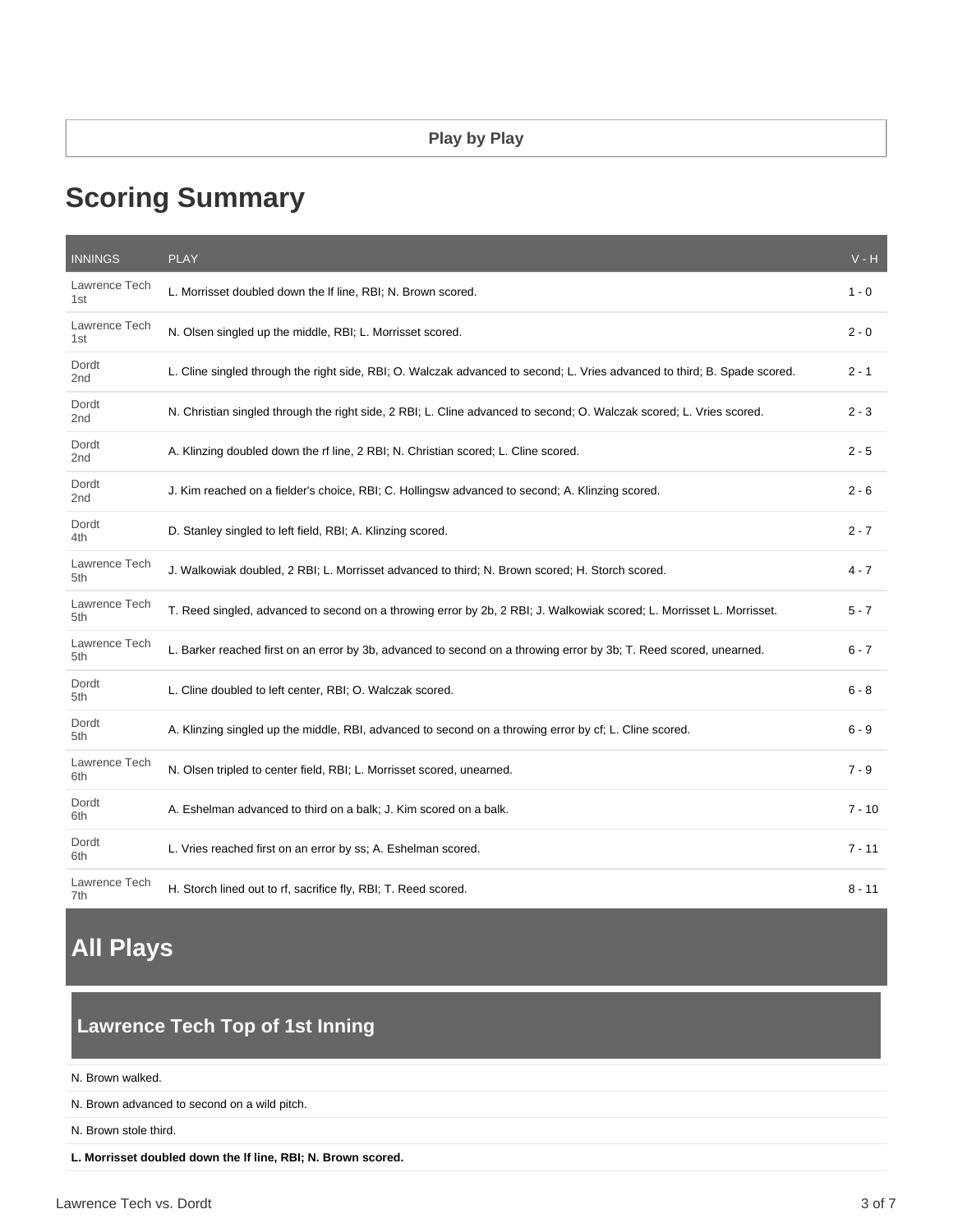Play by Play

# Scoring Summary

| INNINGS | PLAY | V - H |
|---|---|---|
| Lawrence Tech 1st | L. Morrisset doubled down the lf line, RBI; N. Brown scored. | 1 - 0 |
| Lawrence Tech 1st | N. Olsen singled up the middle, RBI; L. Morrisset scored. | 2 - 0 |
| Dordt 2nd | L. Cline singled through the right side, RBI; O. Walczak advanced to second; L. Vries advanced to third; B. Spade scored. | 2 - 1 |
| Dordt 2nd | N. Christian singled through the right side, 2 RBI; L. Cline advanced to second; O. Walczak scored; L. Vries scored. | 2 - 3 |
| Dordt 2nd | A. Klinzing doubled down the rf line, 2 RBI; N. Christian scored; L. Cline scored. | 2 - 5 |
| Dordt 2nd | J. Kim reached on a fielder's choice, RBI; C. Hollingsw advanced to second; A. Klinzing scored. | 2 - 6 |
| Dordt 4th | D. Stanley singled to left field, RBI; A. Klinzing scored. | 2 - 7 |
| Lawrence Tech 5th | J. Walkowiak doubled, 2 RBI; L. Morrisset advanced to third; N. Brown scored; H. Storch scored. | 4 - 7 |
| Lawrence Tech 5th | T. Reed singled, advanced to second on a throwing error by 2b, 2 RBI; J. Walkowiak scored; L. Morrisset L. Morrisset. | 5 - 7 |
| Lawrence Tech 5th | L. Barker reached first on an error by 3b, advanced to second on a throwing error by 3b; T. Reed scored, unearned. | 6 - 7 |
| Dordt 5th | L. Cline doubled to left center, RBI; O. Walczak scored. | 6 - 8 |
| Dordt 5th | A. Klinzing singled up the middle, RBI, advanced to second on a throwing error by cf; L. Cline scored. | 6 - 9 |
| Lawrence Tech 6th | N. Olsen tripled to center field, RBI; L. Morrisset scored, unearned. | 7 - 9 |
| Dordt 6th | A. Eshelman advanced to third on a balk; J. Kim scored on a balk. | 7 - 10 |
| Dordt 6th | L. Vries reached first on an error by ss; A. Eshelman scored. | 7 - 11 |
| Lawrence Tech 7th | H. Storch lined out to rf, sacrifice fly, RBI; T. Reed scored. | 8 - 11 |

# All Plays

## Lawrence Tech Top of 1st Inning

N. Brown walked.

N. Brown advanced to second on a wild pitch.

N. Brown stole third.

**L. Morrisset doubled down the lf line, RBI; N. Brown scored.**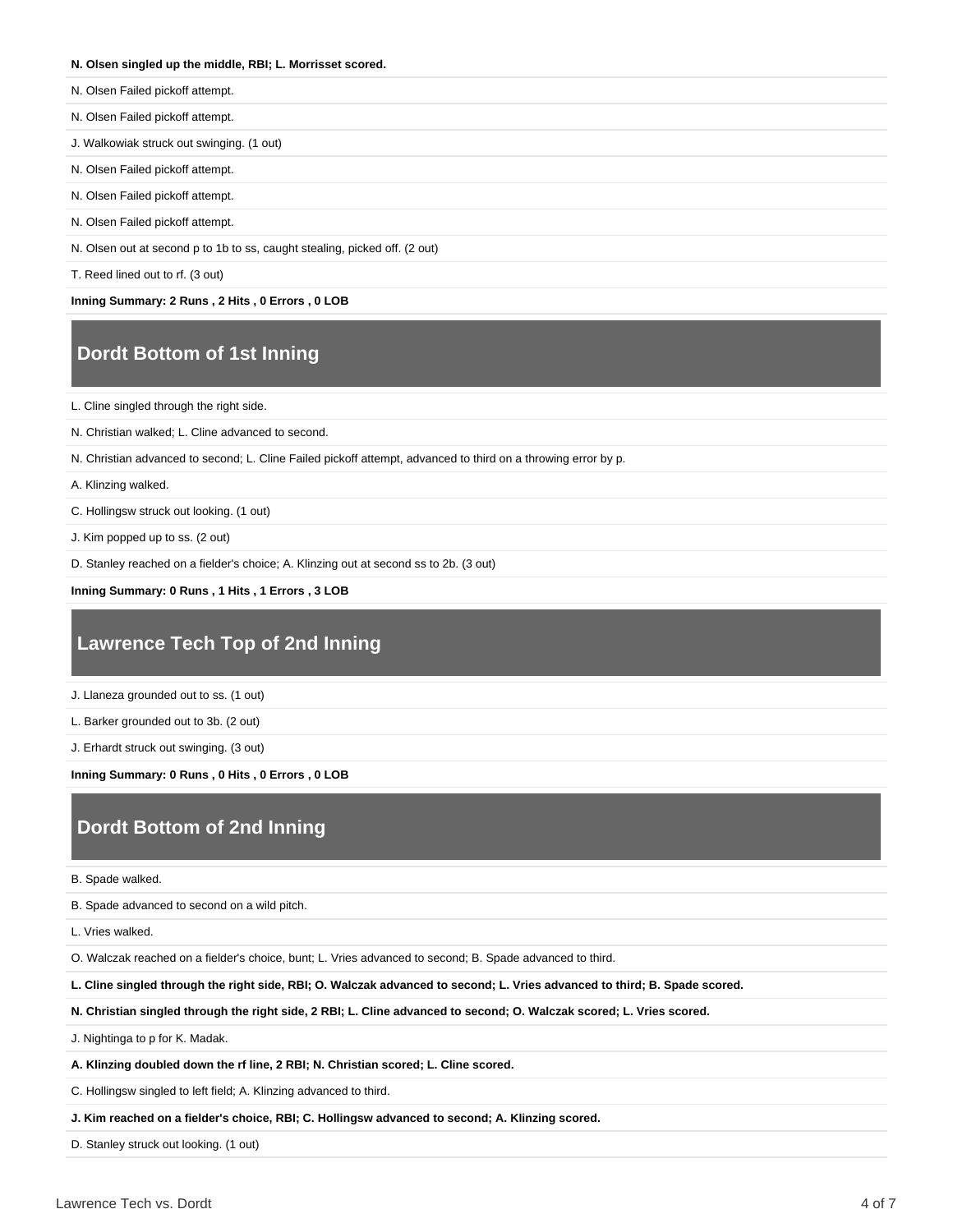**N. Olsen singled up the middle, RBI; L. Morrisset scored.**

N. Olsen Failed pickoff attempt.

N. Olsen Failed pickoff attempt.

J. Walkowiak struck out swinging. (1 out)

N. Olsen Failed pickoff attempt.

N. Olsen Failed pickoff attempt.

N. Olsen Failed pickoff attempt.

N. Olsen out at second p to 1b to ss, caught stealing, picked off. (2 out)

T. Reed lined out to rf. (3 out)

**Inning Summary: 2 Runs , 2 Hits , 0 Errors , 0 LOB**

## Dordt Bottom of 1st Inning

L. Cline singled through the right side.

N. Christian walked; L. Cline advanced to second.

N. Christian advanced to second; L. Cline Failed pickoff attempt, advanced to third on a throwing error by p.

A. Klinzing walked.

C. Hollingsw struck out looking. (1 out)

J. Kim popped up to ss. (2 out)

D. Stanley reached on a fielder's choice; A. Klinzing out at second ss to 2b. (3 out)

**Inning Summary: 0 Runs , 1 Hits , 1 Errors , 3 LOB**

## Lawrence Tech Top of 2nd Inning

J. Llaneza grounded out to ss. (1 out)

L. Barker grounded out to 3b. (2 out)

J. Erhardt struck out swinging. (3 out)

**Inning Summary: 0 Runs , 0 Hits , 0 Errors , 0 LOB**

## Dordt Bottom of 2nd Inning

B. Spade walked.

B. Spade advanced to second on a wild pitch.

L. Vries walked.

O. Walczak reached on a fielder's choice, bunt; L. Vries advanced to second; B. Spade advanced to third.

**L. Cline singled through the right side, RBI; O. Walczak advanced to second; L. Vries advanced to third; B. Spade scored.**

**N. Christian singled through the right side, 2 RBI; L. Cline advanced to second; O. Walczak scored; L. Vries scored.**

J. Nightinga to p for K. Madak.

**A. Klinzing doubled down the rf line, 2 RBI; N. Christian scored; L. Cline scored.**

C. Hollingsw singled to left field; A. Klinzing advanced to third.

**J. Kim reached on a fielder's choice, RBI; C. Hollingsw advanced to second; A. Klinzing scored.**

D. Stanley struck out looking. (1 out)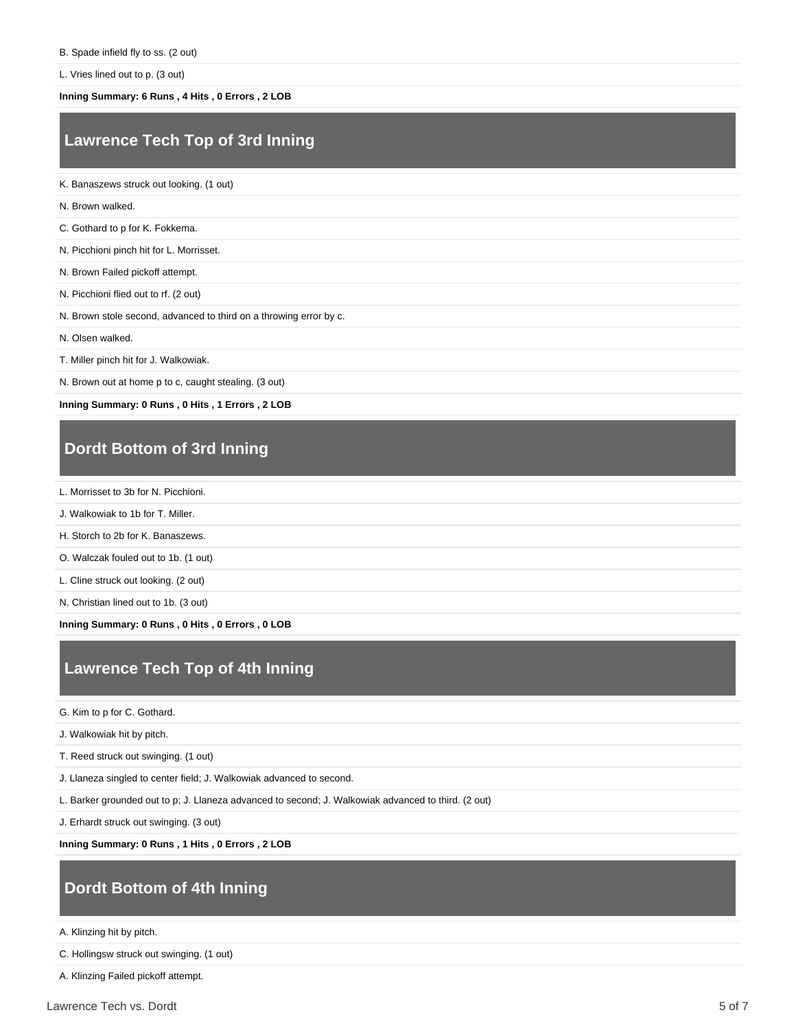B. Spade infield fly to ss. (2 out)

L. Vries lined out to p. (3 out)

**Inning Summary: 6 Runs , 4 Hits , 0 Errors , 2 LOB**

## Lawrence Tech Top of 3rd Inning

K. Banaszews struck out looking. (1 out)

N. Brown walked.

C. Gothard to p for K. Fokkema.

N. Picchioni pinch hit for L. Morrisset.

N. Brown Failed pickoff attempt.

N. Picchioni flied out to rf. (2 out)

N. Brown stole second, advanced to third on a throwing error by c.

N. Olsen walked.

T. Miller pinch hit for J. Walkowiak.

N. Brown out at home p to c, caught stealing. (3 out)

**Inning Summary: 0 Runs , 0 Hits , 1 Errors , 2 LOB**

## Dordt Bottom of 3rd Inning

L. Morrisset to 3b for N. Picchioni.

J. Walkowiak to 1b for T. Miller.

H. Storch to 2b for K. Banaszews.

O. Walczak fouled out to 1b. (1 out)

L. Cline struck out looking. (2 out)

N. Christian lined out to 1b. (3 out)

**Inning Summary: 0 Runs , 0 Hits , 0 Errors , 0 LOB**

## Lawrence Tech Top of 4th Inning

G. Kim to p for C. Gothard.

J. Walkowiak hit by pitch.

T. Reed struck out swinging. (1 out)

J. Llaneza singled to center field; J. Walkowiak advanced to second.

L. Barker grounded out to p; J. Llaneza advanced to second; J. Walkowiak advanced to third. (2 out)

J. Erhardt struck out swinging. (3 out)

**Inning Summary: 0 Runs , 1 Hits , 0 Errors , 2 LOB**

## Dordt Bottom of 4th Inning

A. Klinzing hit by pitch.

C. Hollingsw struck out swinging. (1 out)

A. Klinzing Failed pickoff attempt.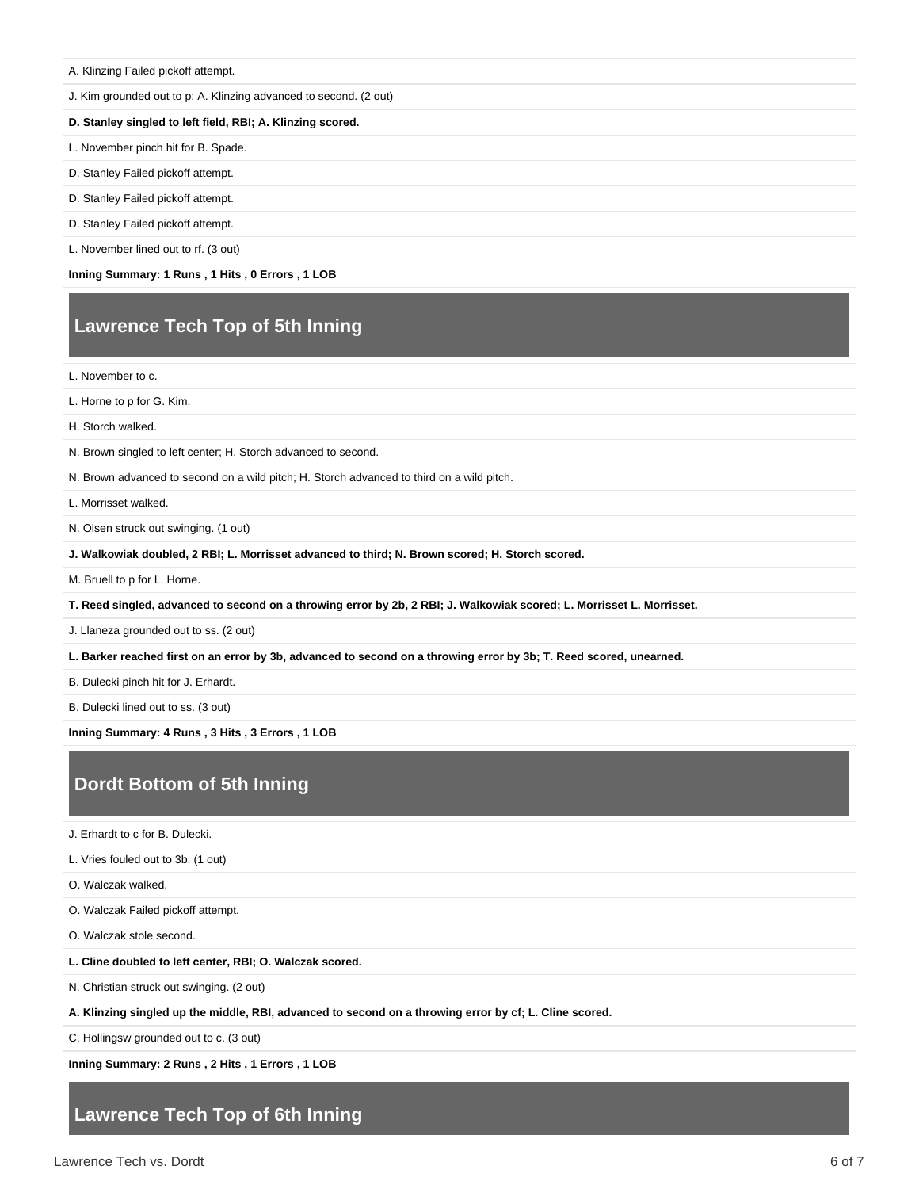A. Klinzing Failed pickoff attempt.

J. Kim grounded out to p; A. Klinzing advanced to second. (2 out)

**D. Stanley singled to left field, RBI; A. Klinzing scored.**

L. November pinch hit for B. Spade.

D. Stanley Failed pickoff attempt.

D. Stanley Failed pickoff attempt.

D. Stanley Failed pickoff attempt.

L. November lined out to rf. (3 out)

**Inning Summary: 1 Runs , 1 Hits , 0 Errors , 1 LOB**

## Lawrence Tech Top of 5th Inning

L. November to c.

L. Horne to p for G. Kim.

H. Storch walked.

N. Brown singled to left center; H. Storch advanced to second.

N. Brown advanced to second on a wild pitch; H. Storch advanced to third on a wild pitch.

L. Morrisset walked.

N. Olsen struck out swinging. (1 out)

**J. Walkowiak doubled, 2 RBI; L. Morrisset advanced to third; N. Brown scored; H. Storch scored.**

M. Bruell to p for L. Horne.

**T. Reed singled, advanced to second on a throwing error by 2b, 2 RBI; J. Walkowiak scored; L. Morrisset L. Morrisset.**

J. Llaneza grounded out to ss. (2 out)

**L. Barker reached first on an error by 3b, advanced to second on a throwing error by 3b; T. Reed scored, unearned.**

B. Dulecki pinch hit for J. Erhardt.

B. Dulecki lined out to ss. (3 out)

**Inning Summary: 4 Runs , 3 Hits , 3 Errors , 1 LOB**

## Dordt Bottom of 5th Inning

J. Erhardt to c for B. Dulecki.

L. Vries fouled out to 3b. (1 out)

O. Walczak walked.

O. Walczak Failed pickoff attempt.

O. Walczak stole second.

**L. Cline doubled to left center, RBI; O. Walczak scored.**

N. Christian struck out swinging. (2 out)

**A. Klinzing singled up the middle, RBI, advanced to second on a throwing error by cf; L. Cline scored.**

C. Hollingsw grounded out to c. (3 out)

**Inning Summary: 2 Runs , 2 Hits , 1 Errors , 1 LOB**

## Lawrence Tech Top of 6th Inning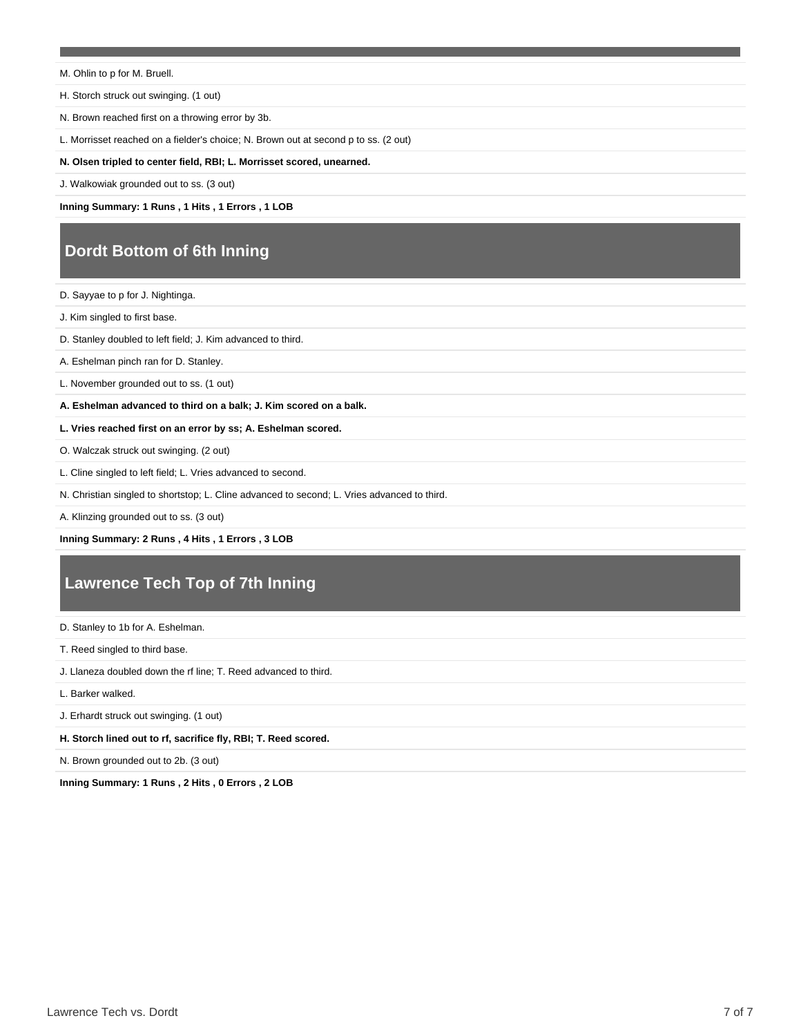M. Ohlin to p for M. Bruell.

H. Storch struck out swinging. (1 out)

N. Brown reached first on a throwing error by 3b.

L. Morrisset reached on a fielder's choice; N. Brown out at second p to ss. (2 out)

**N. Olsen tripled to center field, RBI; L. Morrisset scored, unearned.**

J. Walkowiak grounded out to ss. (3 out)

**Inning Summary: 1 Runs , 1 Hits , 1 Errors , 1 LOB**

## Dordt Bottom of 6th Inning

D. Sayyae to p for J. Nightinga.

J. Kim singled to first base.

D. Stanley doubled to left field; J. Kim advanced to third.

A. Eshelman pinch ran for D. Stanley.

L. November grounded out to ss. (1 out)

**A. Eshelman advanced to third on a balk; J. Kim scored on a balk.**

**L. Vries reached first on an error by ss; A. Eshelman scored.**

O. Walczak struck out swinging. (2 out)

L. Cline singled to left field; L. Vries advanced to second.

N. Christian singled to shortstop; L. Cline advanced to second; L. Vries advanced to third.

A. Klinzing grounded out to ss. (3 out)

**Inning Summary: 2 Runs , 4 Hits , 1 Errors , 3 LOB**

## Lawrence Tech Top of 7th Inning

D. Stanley to 1b for A. Eshelman.

T. Reed singled to third base.

J. Llaneza doubled down the rf line; T. Reed advanced to third.

L. Barker walked.

J. Erhardt struck out swinging. (1 out)

**H. Storch lined out to rf, sacrifice fly, RBI; T. Reed scored.**

N. Brown grounded out to 2b. (3 out)

**Inning Summary: 1 Runs , 2 Hits , 0 Errors , 2 LOB**